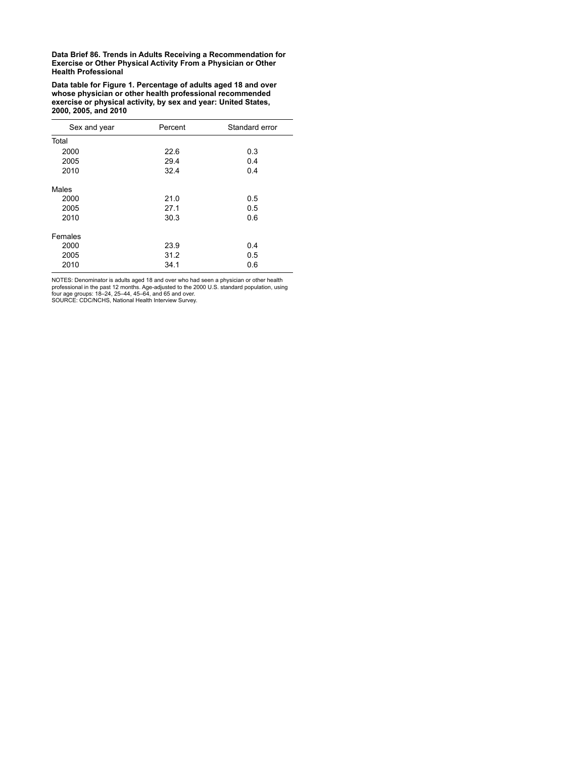**Data Brief 86. Trends in Adults Receiving a Recommendation for Exercise or Other Physical Activity From a Physician or Other Health Professional**

**Data table for Figure 1. Percentage of adults aged 18 and over whose physician or other health professional recommended exercise or physical activity, by sex and year: United States, 2000, 2005, and 2010**

| Sex and year | Percent | Standard error |
|---|---|---|
| Total | | |
| 2000 | 22.6 | 0.3 |
| 2005 | 29.4 | 0.4 |
| 2010 | 32.4 | 0.4 |
| Males | | |
| 2000 | 21.0 | 0.5 |
| 2005 | 27.1 | 0.5 |
| 2010 | 30.3 | 0.6 |
| Females | | |
| 2000 | 23.9 | 0.4 |
| 2005 | 31.2 | 0.5 |
| 2010 | 34.1 | 0.6 |

NOTES: Denominator is adults aged 18 and over who had seen a physician or other health professional in the past 12 months. Age-adjusted to the 2000 U.S. standard population, using four age groups: 18–24, 25–44, 45–64, and 65 and over.
SOURCE: CDC/NCHS, National Health Interview Survey.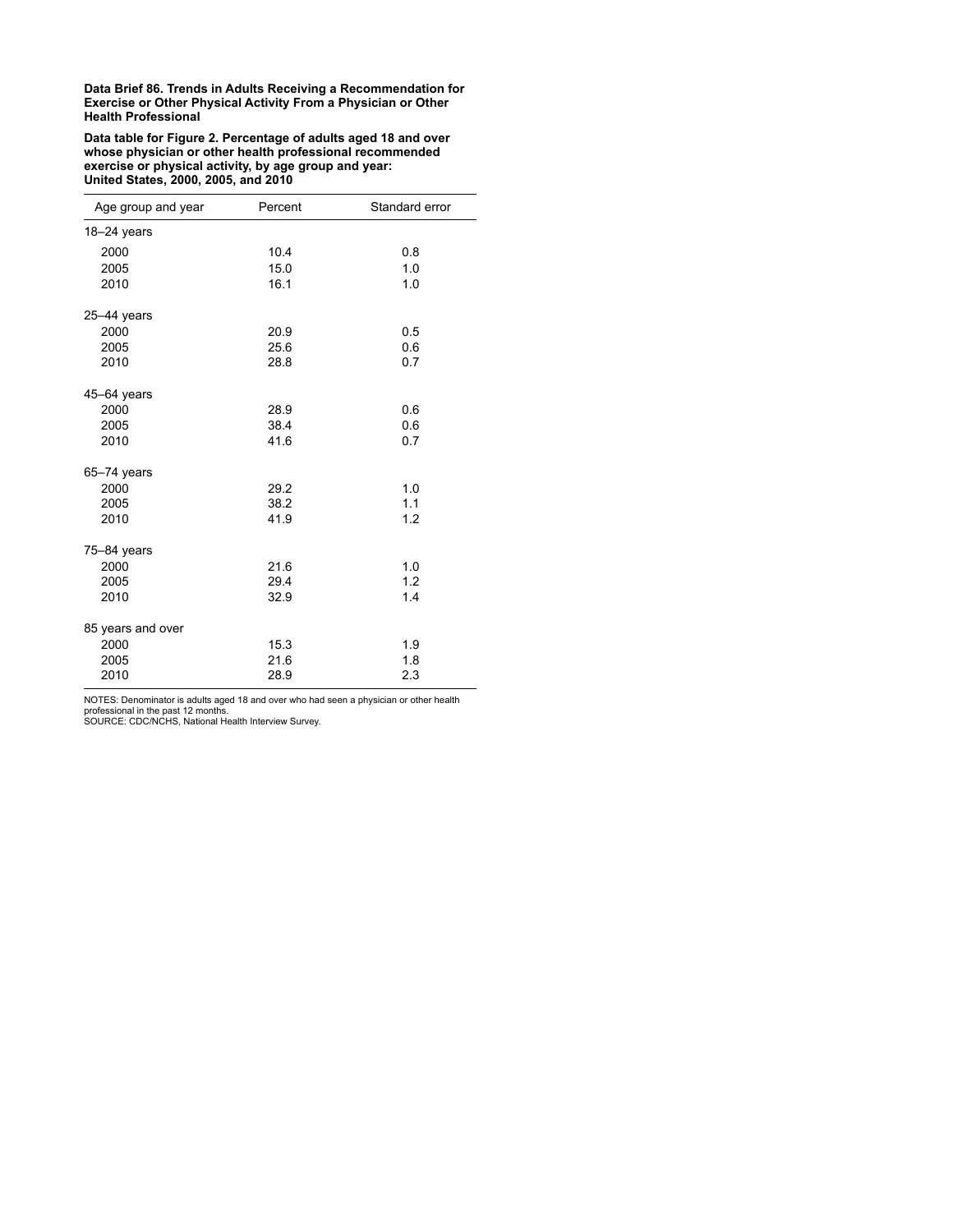**Data Brief 86. Trends in Adults Receiving a Recommendation for Exercise or Other Physical Activity From a Physician or Other Health Professional**

**Data table for Figure 2. Percentage of adults aged 18 and over whose physician or other health professional recommended exercise or physical activity, by age group and year: United States, 2000, 2005, and 2010**

| Age group and year | Percent | Standard error |
|---|---|---|
| 18–24 years | | |
| 2000 | 10.4 | 0.8 |
| 2005 | 15.0 | 1.0 |
| 2010 | 16.1 | 1.0 |
| 25–44 years | | |
| 2000 | 20.9 | 0.5 |
| 2005 | 25.6 | 0.6 |
| 2010 | 28.8 | 0.7 |
| 45–64 years | | |
| 2000 | 28.9 | 0.6 |
| 2005 | 38.4 | 0.6 |
| 2010 | 41.6 | 0.7 |
| 65–74 years | | |
| 2000 | 29.2 | 1.0 |
| 2005 | 38.2 | 1.1 |
| 2010 | 41.9 | 1.2 |
| 75–84 years | | |
| 2000 | 21.6 | 1.0 |
| 2005 | 29.4 | 1.2 |
| 2010 | 32.9 | 1.4 |
| 85 years and over | | |
| 2000 | 15.3 | 1.9 |
| 2005 | 21.6 | 1.8 |
| 2010 | 28.9 | 2.3 |

NOTES: Denominator is adults aged 18 and over who had seen a physician or other health professional in the past 12 months.
SOURCE: CDC/NCHS, National Health Interview Survey.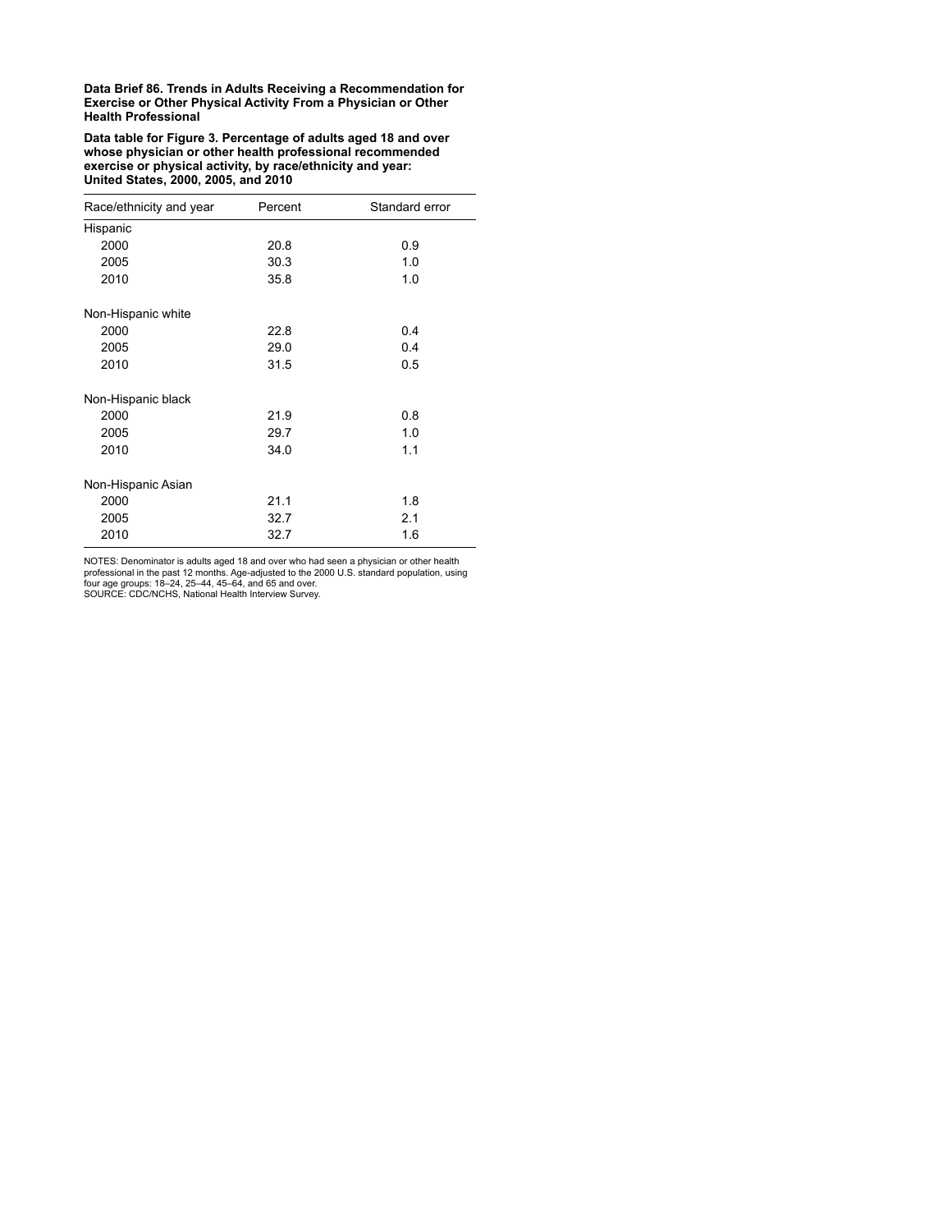**Data Brief 86. Trends in Adults Receiving a Recommendation for Exercise or Other Physical Activity From a Physician or Other Health Professional**

**Data table for Figure 3. Percentage of adults aged 18 and over whose physician or other health professional recommended exercise or physical activity, by race/ethnicity and year: United States, 2000, 2005, and 2010**

| Race/ethnicity and year | Percent | Standard error |
|---|---|---|
| Hispanic | | |
| 2000 | 20.8 | 0.9 |
| 2005 | 30.3 | 1.0 |
| 2010 | 35.8 | 1.0 |
| Non-Hispanic white | | |
| 2000 | 22.8 | 0.4 |
| 2005 | 29.0 | 0.4 |
| 2010 | 31.5 | 0.5 |
| Non-Hispanic black | | |
| 2000 | 21.9 | 0.8 |
| 2005 | 29.7 | 1.0 |
| 2010 | 34.0 | 1.1 |
| Non-Hispanic Asian | | |
| 2000 | 21.1 | 1.8 |
| 2005 | 32.7 | 2.1 |
| 2010 | 32.7 | 1.6 |

NOTES: Denominator is adults aged 18 and over who had seen a physician or other health professional in the past 12 months. Age-adjusted to the 2000 U.S. standard population, using four age groups: 18–24, 25–44, 45–64, and 65 and over.
SOURCE: CDC/NCHS, National Health Interview Survey.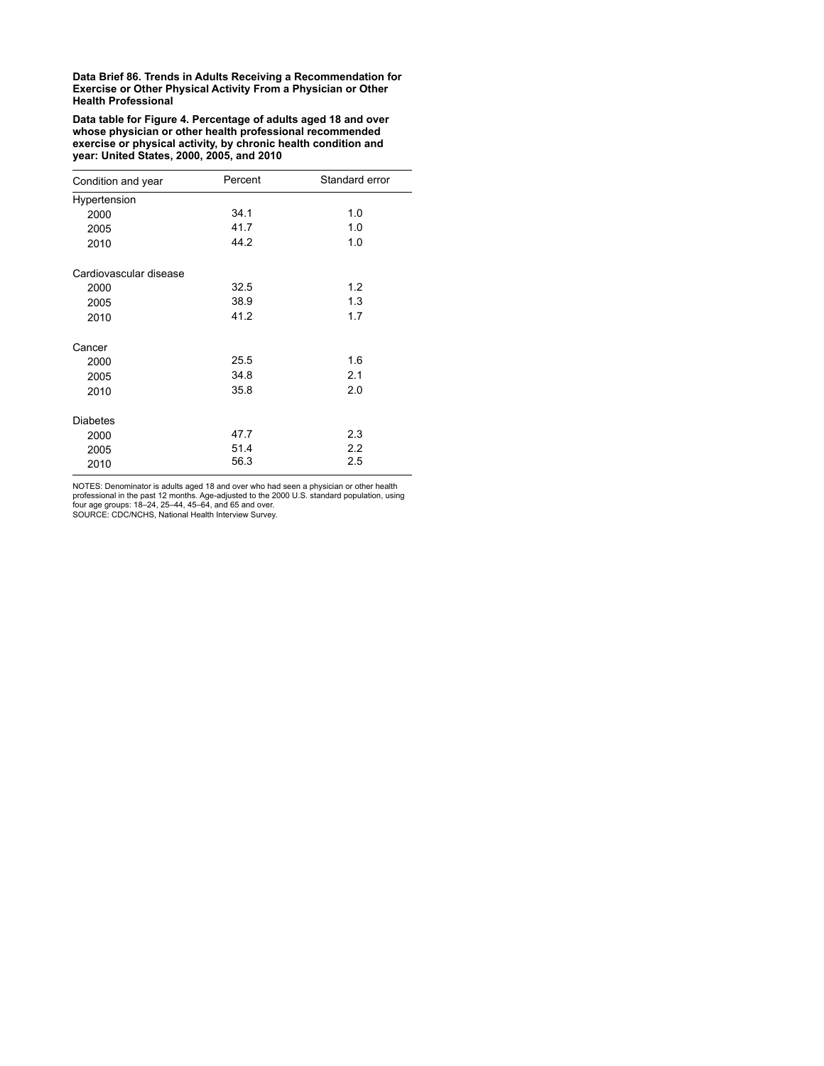**Data Brief 86. Trends in Adults Receiving a Recommendation for Exercise or Other Physical Activity From a Physician or Other Health Professional**

**Data table for Figure 4. Percentage of adults aged 18 and over whose physician or other health professional recommended exercise or physical activity, by chronic health condition and year: United States, 2000, 2005, and 2010**

| Condition and year | Percent | Standard error |
|---|---|---|
| Hypertension | | |
| 2000 | 34.1 | 1.0 |
| 2005 | 41.7 | 1.0 |
| 2010 | 44.2 | 1.0 |
| Cardiovascular disease | | |
| 2000 | 32.5 | 1.2 |
| 2005 | 38.9 | 1.3 |
| 2010 | 41.2 | 1.7 |
| Cancer | | |
| 2000 | 25.5 | 1.6 |
| 2005 | 34.8 | 2.1 |
| 2010 | 35.8 | 2.0 |
| Diabetes | | |
| 2000 | 47.7 | 2.3 |
| 2005 | 51.4 | 2.2 |
| 2010 | 56.3 | 2.5 |

NOTES: Denominator is adults aged 18 and over who had seen a physician or other health professional in the past 12 months. Age-adjusted to the 2000 U.S. standard population, using four age groups: 18–24, 25–44, 45–64, and 65 and over.
SOURCE: CDC/NCHS, National Health Interview Survey.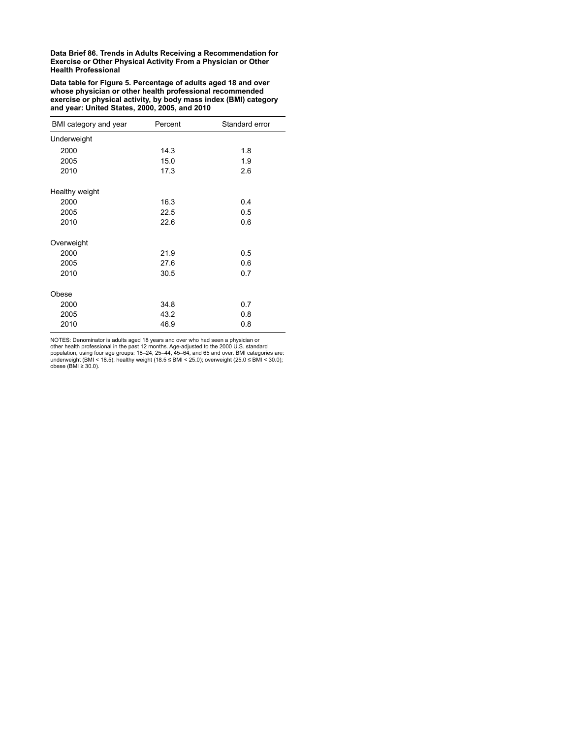**Data Brief 86. Trends in Adults Receiving a Recommendation for Exercise or Other Physical Activity From a Physician or Other Health Professional**

**Data table for Figure 5. Percentage of adults aged 18 and over whose physician or other health professional recommended exercise or physical activity, by body mass index (BMI) category and year: United States, 2000, 2005, and 2010**

| BMI category and year | Percent | Standard error |
|---|---|---|
| Underweight | | |
| 2000 | 14.3 | 1.8 |
| 2005 | 15.0 | 1.9 |
| 2010 | 17.3 | 2.6 |
| Healthy weight | | |
| 2000 | 16.3 | 0.4 |
| 2005 | 22.5 | 0.5 |
| 2010 | 22.6 | 0.6 |
| Overweight | | |
| 2000 | 21.9 | 0.5 |
| 2005 | 27.6 | 0.6 |
| 2010 | 30.5 | 0.7 |
| Obese | | |
| 2000 | 34.8 | 0.7 |
| 2005 | 43.2 | 0.8 |
| 2010 | 46.9 | 0.8 |

NOTES: Denominator is adults aged 18 years and over who had seen a physician or other health professional in the past 12 months. Age-adjusted to the 2000 U.S. standard population, using four age groups: 18–24, 25–44, 45–64, and 65 and over. BMI categories are: underweight (BMI < 18.5); healthy weight (18.5 ≤ BMI < 25.0); overweight (25.0 ≤ BMI < 30.0); obese (BMI ≥ 30.0).